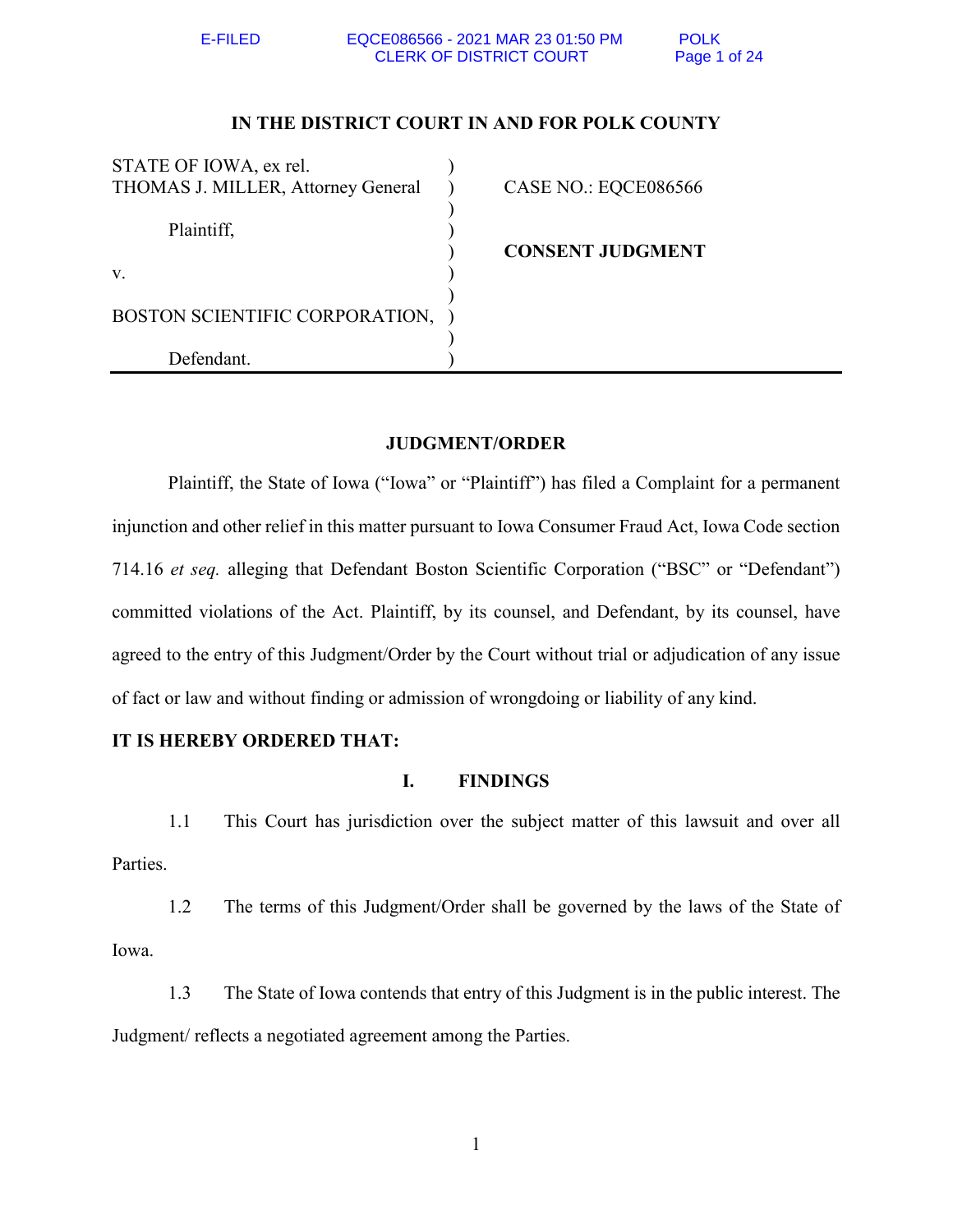**IN THE DISTRICT COURT IN AND FOR POLK COUNTY**

| | | |
|---|---|---|
| STATE OF IOWA, ex rel. THOMAS J. MILLER, Attorney General | ) | CASE NO.: EQCE086566 |
| Plaintiff, | ) | **CONSENT JUDGMENT** |
| v. | ) | |
| BOSTON SCIENTIFIC CORPORATION, | ) | |
| Defendant. | ) | |

**JUDGMENT/ORDER**

Plaintiff, the State of Iowa ("Iowa" or "Plaintiff") has filed a Complaint for a permanent injunction and other relief in this matter pursuant to Iowa Consumer Fraud Act, Iowa Code section 714.16 *et seq.* alleging that Defendant Boston Scientific Corporation ("BSC" or "Defendant") committed violations of the Act. Plaintiff, by its counsel, and Defendant, by its counsel, have agreed to the entry of this Judgment/Order by the Court without trial or adjudication of any issue of fact or law and without finding or admission of wrongdoing or liability of any kind.

**IT IS HEREBY ORDERED THAT:**

## I. FINDINGS

1.1 This Court has jurisdiction over the subject matter of this lawsuit and over all Parties.

1.2 The terms of this Judgment/Order shall be governed by the laws of the State of Iowa.

1.3 The State of Iowa contends that entry of this Judgment is in the public interest. The Judgment/ reflects a negotiated agreement among the Parties.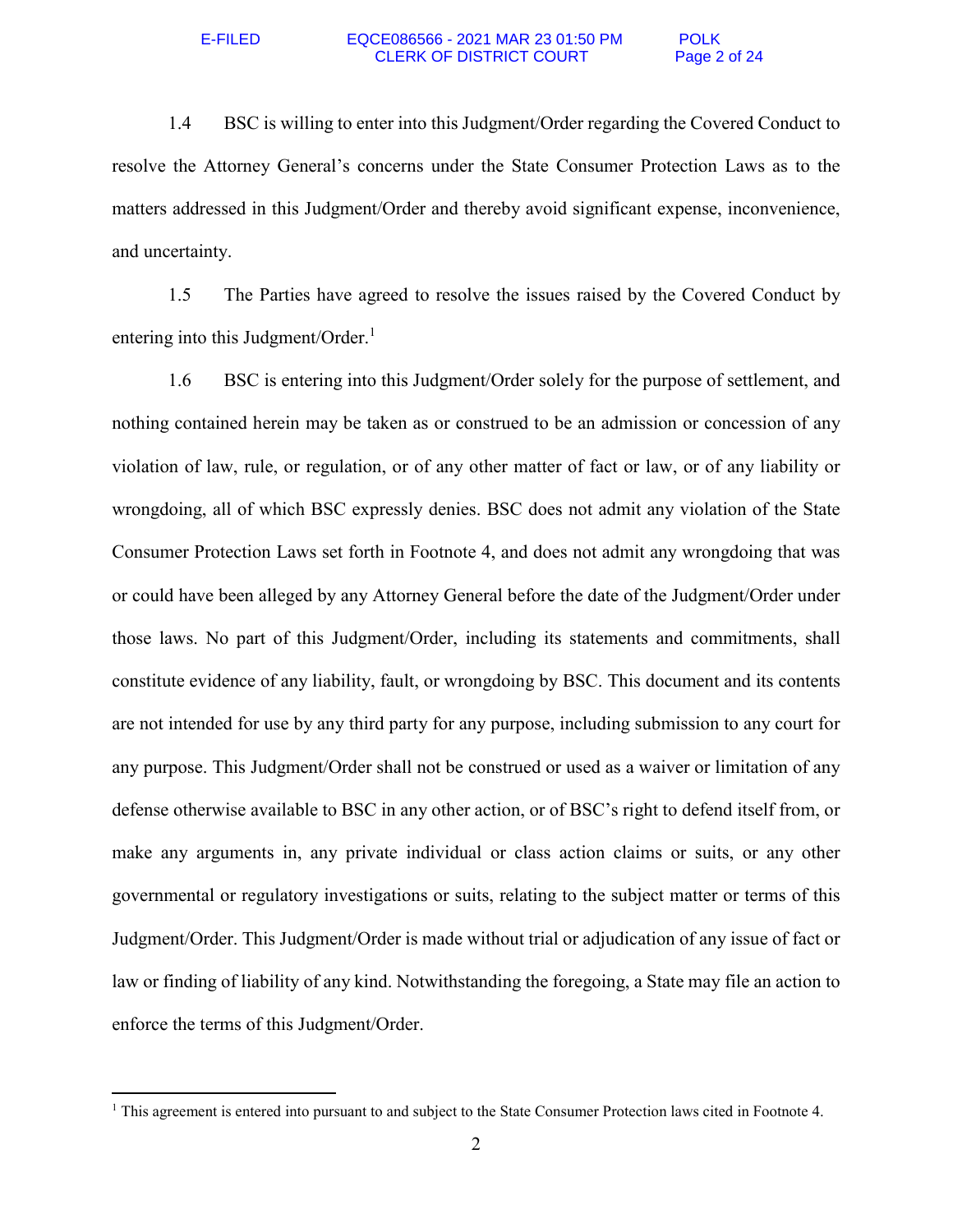1.4 BSC is willing to enter into this Judgment/Order regarding the Covered Conduct to resolve the Attorney General's concerns under the State Consumer Protection Laws as to the matters addressed in this Judgment/Order and thereby avoid significant expense, inconvenience, and uncertainty.

1.5 The Parties have agreed to resolve the issues raised by the Covered Conduct by entering into this Judgment/Order.[1]

1.6 BSC is entering into this Judgment/Order solely for the purpose of settlement, and nothing contained herein may be taken as or construed to be an admission or concession of any violation of law, rule, or regulation, or of any other matter of fact or law, or of any liability or wrongdoing, all of which BSC expressly denies. BSC does not admit any violation of the State Consumer Protection Laws set forth in Footnote 4, and does not admit any wrongdoing that was or could have been alleged by any Attorney General before the date of the Judgment/Order under those laws. No part of this Judgment/Order, including its statements and commitments, shall constitute evidence of any liability, fault, or wrongdoing by BSC. This document and its contents are not intended for use by any third party for any purpose, including submission to any court for any purpose. This Judgment/Order shall not be construed or used as a waiver or limitation of any defense otherwise available to BSC in any other action, or of BSC's right to defend itself from, or make any arguments in, any private individual or class action claims or suits, or any other governmental or regulatory investigations or suits, relating to the subject matter or terms of this Judgment/Order. This Judgment/Order is made without trial or adjudication of any issue of fact or law or finding of liability of any kind. Notwithstanding the foregoing, a State may file an action to enforce the terms of this Judgment/Order.

---

[1] This agreement is entered into pursuant to and subject to the State Consumer Protection laws cited in Footnote 4.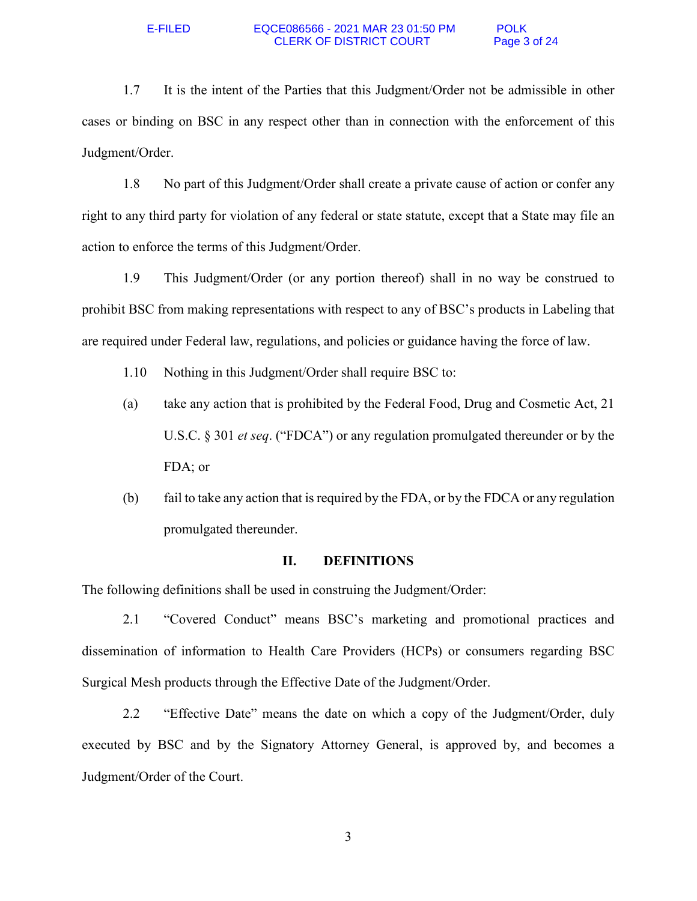1.7 It is the intent of the Parties that this Judgment/Order not be admissible in other cases or binding on BSC in any respect other than in connection with the enforcement of this Judgment/Order.

1.8 No part of this Judgment/Order shall create a private cause of action or confer any right to any third party for violation of any federal or state statute, except that a State may file an action to enforce the terms of this Judgment/Order.

1.9 This Judgment/Order (or any portion thereof) shall in no way be construed to prohibit BSC from making representations with respect to any of BSC's products in Labeling that are required under Federal law, regulations, and policies or guidance having the force of law.

1.10 Nothing in this Judgment/Order shall require BSC to:

(a) take any action that is prohibited by the Federal Food, Drug and Cosmetic Act, 21 U.S.C. § 301 *et seq*. ("FDCA") or any regulation promulgated thereunder or by the FDA; or

(b) fail to take any action that is required by the FDA, or by the FDCA or any regulation promulgated thereunder.

## II. DEFINITIONS

The following definitions shall be used in construing the Judgment/Order:

2.1 "Covered Conduct" means BSC's marketing and promotional practices and dissemination of information to Health Care Providers (HCPs) or consumers regarding BSC Surgical Mesh products through the Effective Date of the Judgment/Order.

2.2 "Effective Date" means the date on which a copy of the Judgment/Order, duly executed by BSC and by the Signatory Attorney General, is approved by, and becomes a Judgment/Order of the Court.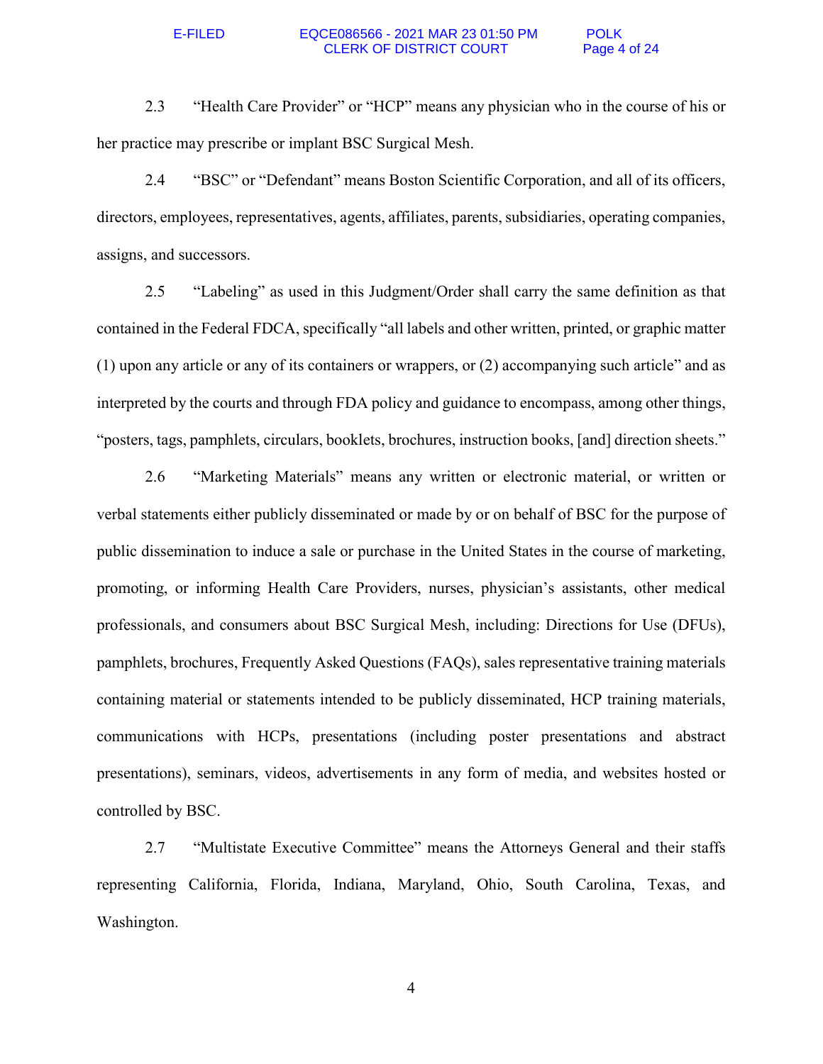2.3 "Health Care Provider" or "HCP" means any physician who in the course of his or her practice may prescribe or implant BSC Surgical Mesh.

2.4 "BSC" or "Defendant" means Boston Scientific Corporation, and all of its officers, directors, employees, representatives, agents, affiliates, parents, subsidiaries, operating companies, assigns, and successors.

2.5 "Labeling" as used in this Judgment/Order shall carry the same definition as that contained in the Federal FDCA, specifically "all labels and other written, printed, or graphic matter (1) upon any article or any of its containers or wrappers, or (2) accompanying such article" and as interpreted by the courts and through FDA policy and guidance to encompass, among other things, "posters, tags, pamphlets, circulars, booklets, brochures, instruction books, [and] direction sheets."

2.6 "Marketing Materials" means any written or electronic material, or written or verbal statements either publicly disseminated or made by or on behalf of BSC for the purpose of public dissemination to induce a sale or purchase in the United States in the course of marketing, promoting, or informing Health Care Providers, nurses, physician's assistants, other medical professionals, and consumers about BSC Surgical Mesh, including: Directions for Use (DFUs), pamphlets, brochures, Frequently Asked Questions (FAQs), sales representative training materials containing material or statements intended to be publicly disseminated, HCP training materials, communications with HCPs, presentations (including poster presentations and abstract presentations), seminars, videos, advertisements in any form of media, and websites hosted or controlled by BSC.

2.7 "Multistate Executive Committee" means the Attorneys General and their staffs representing California, Florida, Indiana, Maryland, Ohio, South Carolina, Texas, and Washington.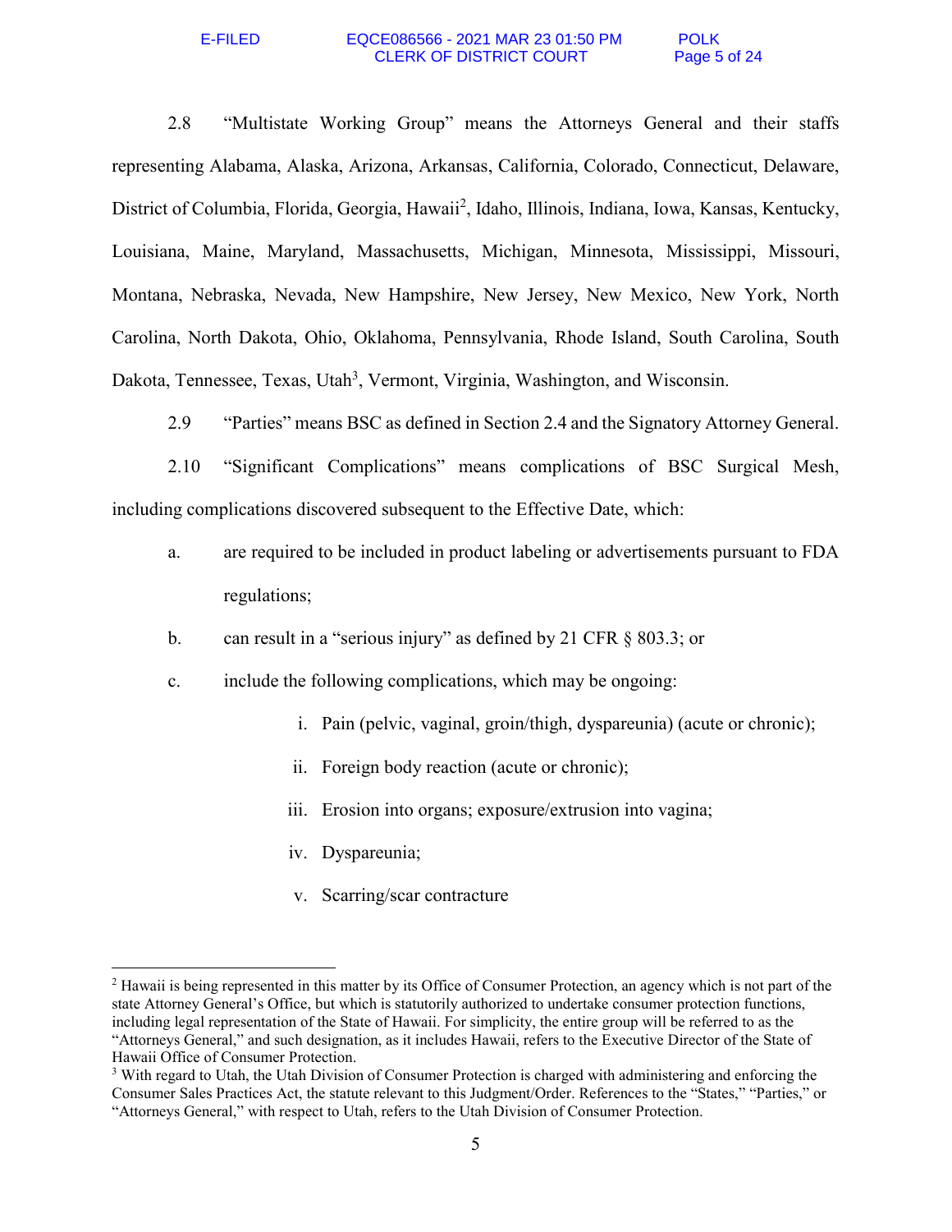2.8 "Multistate Working Group" means the Attorneys General and their staffs representing Alabama, Alaska, Arizona, Arkansas, California, Colorado, Connecticut, Delaware, District of Columbia, Florida, Georgia, Hawaii[2], Idaho, Illinois, Indiana, Iowa, Kansas, Kentucky, Louisiana, Maine, Maryland, Massachusetts, Michigan, Minnesota, Mississippi, Missouri, Montana, Nebraska, Nevada, New Hampshire, New Jersey, New Mexico, New York, North Carolina, North Dakota, Ohio, Oklahoma, Pennsylvania, Rhode Island, South Carolina, South Dakota, Tennessee, Texas, Utah[3], Vermont, Virginia, Washington, and Wisconsin.

2.9 "Parties" means BSC as defined in Section 2.4 and the Signatory Attorney General.

2.10 "Significant Complications" means complications of BSC Surgical Mesh, including complications discovered subsequent to the Effective Date, which:

a. are required to be included in product labeling or advertisements pursuant to FDA regulations;

b. can result in a "serious injury" as defined by 21 CFR § 803.3; or

c. include the following complications, which may be ongoing:

  i. Pain (pelvic, vaginal, groin/thigh, dyspareunia) (acute or chronic);

  ii. Foreign body reaction (acute or chronic);

  iii. Erosion into organs; exposure/extrusion into vagina;

  iv. Dyspareunia;

  v. Scarring/scar contracture

---

[2] Hawaii is being represented in this matter by its Office of Consumer Protection, an agency which is not part of the state Attorney General's Office, but which is statutorily authorized to undertake consumer protection functions, including legal representation of the State of Hawaii. For simplicity, the entire group will be referred to as the "Attorneys General," and such designation, as it includes Hawaii, refers to the Executive Director of the State of Hawaii Office of Consumer Protection.

[3] With regard to Utah, the Utah Division of Consumer Protection is charged with administering and enforcing the Consumer Sales Practices Act, the statute relevant to this Judgment/Order. References to the "States," "Parties," or "Attorneys General," with respect to Utah, refers to the Utah Division of Consumer Protection.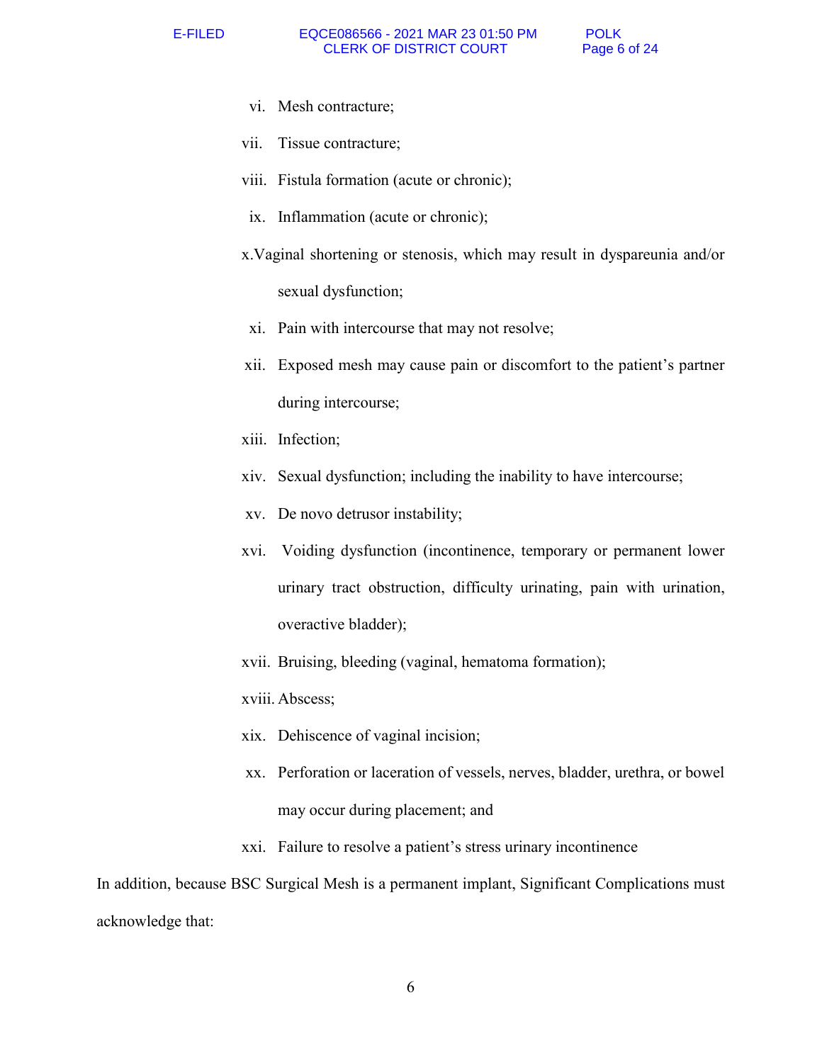vi. Mesh contracture;

vii. Tissue contracture;

viii. Fistula formation (acute or chronic);

ix. Inflammation (acute or chronic);

x. Vaginal shortening or stenosis, which may result in dyspareunia and/or sexual dysfunction;

xi. Pain with intercourse that may not resolve;

xii. Exposed mesh may cause pain or discomfort to the patient's partner during intercourse;

xiii. Infection;

xiv. Sexual dysfunction; including the inability to have intercourse;

xv. De novo detrusor instability;

xvi. Voiding dysfunction (incontinence, temporary or permanent lower urinary tract obstruction, difficulty urinating, pain with urination, overactive bladder);

xvii. Bruising, bleeding (vaginal, hematoma formation);

xviii. Abscess;

xix. Dehiscence of vaginal incision;

xx. Perforation or laceration of vessels, nerves, bladder, urethra, or bowel may occur during placement; and

xxi. Failure to resolve a patient's stress urinary incontinence

In addition, because BSC Surgical Mesh is a permanent implant, Significant Complications must acknowledge that: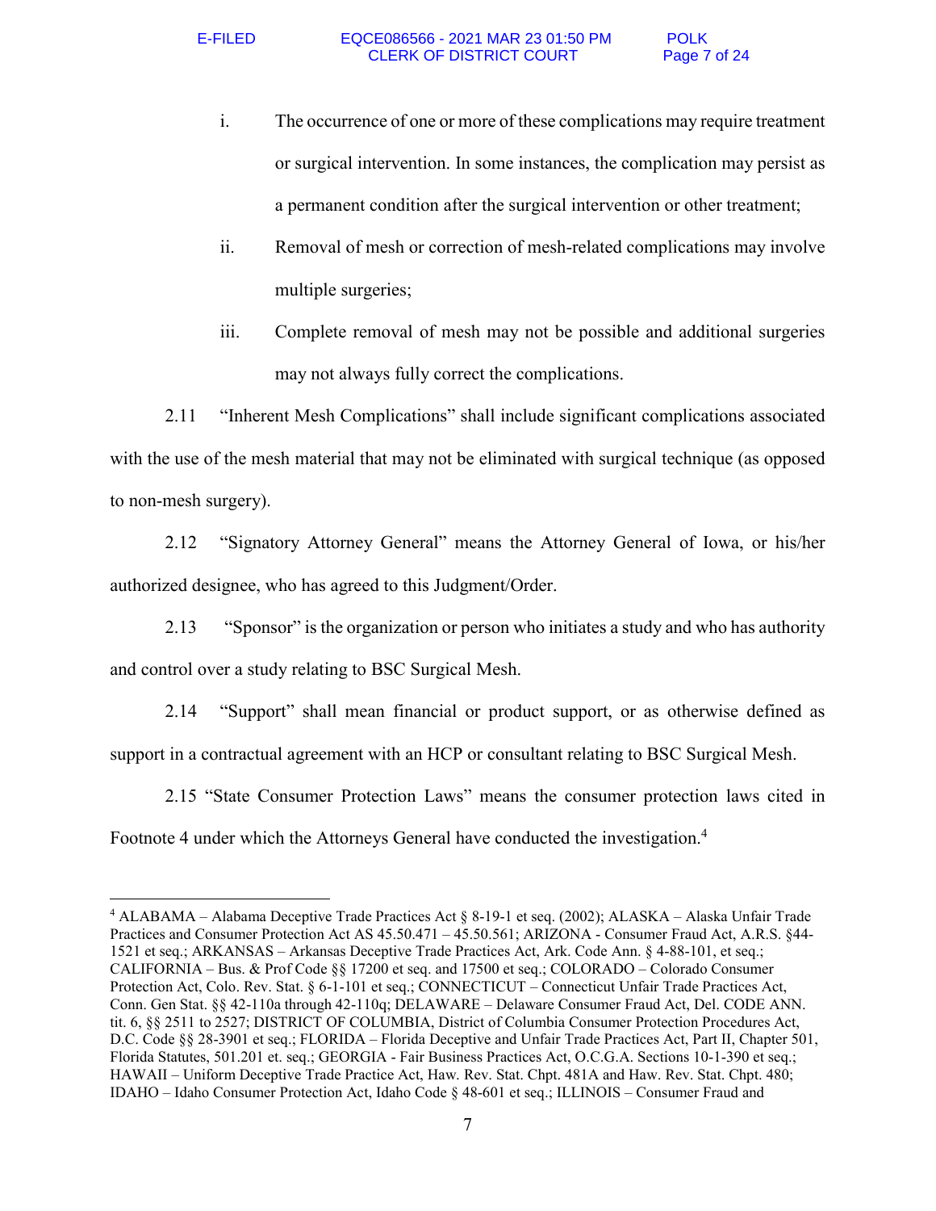i. The occurrence of one or more of these complications may require treatment or surgical intervention. In some instances, the complication may persist as a permanent condition after the surgical intervention or other treatment;

ii. Removal of mesh or correction of mesh-related complications may involve multiple surgeries;

iii. Complete removal of mesh may not be possible and additional surgeries may not always fully correct the complications.

2.11 "Inherent Mesh Complications" shall include significant complications associated with the use of the mesh material that may not be eliminated with surgical technique (as opposed to non-mesh surgery).

2.12 "Signatory Attorney General" means the Attorney General of Iowa, or his/her authorized designee, who has agreed to this Judgment/Order.

2.13 "Sponsor" is the organization or person who initiates a study and who has authority and control over a study relating to BSC Surgical Mesh.

2.14 "Support" shall mean financial or product support, or as otherwise defined as support in a contractual agreement with an HCP or consultant relating to BSC Surgical Mesh.

2.15 "State Consumer Protection Laws" means the consumer protection laws cited in Footnote 4 under which the Attorneys General have conducted the investigation.[4]

---

[4] ALABAMA – Alabama Deceptive Trade Practices Act § 8-19-1 et seq. (2002); ALASKA – Alaska Unfair Trade Practices and Consumer Protection Act AS 45.50.471 – 45.50.561; ARIZONA - Consumer Fraud Act, A.R.S. §44-1521 et seq.; ARKANSAS – Arkansas Deceptive Trade Practices Act, Ark. Code Ann. § 4-88-101, et seq.; CALIFORNIA – Bus. & Prof Code §§ 17200 et seq. and 17500 et seq.; COLORADO – Colorado Consumer Protection Act, Colo. Rev. Stat. § 6-1-101 et seq.; CONNECTICUT – Connecticut Unfair Trade Practices Act, Conn. Gen Stat. §§ 42-110a through 42-110q; DELAWARE – Delaware Consumer Fraud Act, Del. CODE ANN. tit. 6, §§ 2511 to 2527; DISTRICT OF COLUMBIA, District of Columbia Consumer Protection Procedures Act, D.C. Code §§ 28-3901 et seq.; FLORIDA – Florida Deceptive and Unfair Trade Practices Act, Part II, Chapter 501, Florida Statutes, 501.201 et. seq.; GEORGIA - Fair Business Practices Act, O.C.G.A. Sections 10-1-390 et seq.; HAWAII – Uniform Deceptive Trade Practice Act, Haw. Rev. Stat. Chpt. 481A and Haw. Rev. Stat. Chpt. 480; IDAHO – Idaho Consumer Protection Act, Idaho Code § 48-601 et seq.; ILLINOIS – Consumer Fraud and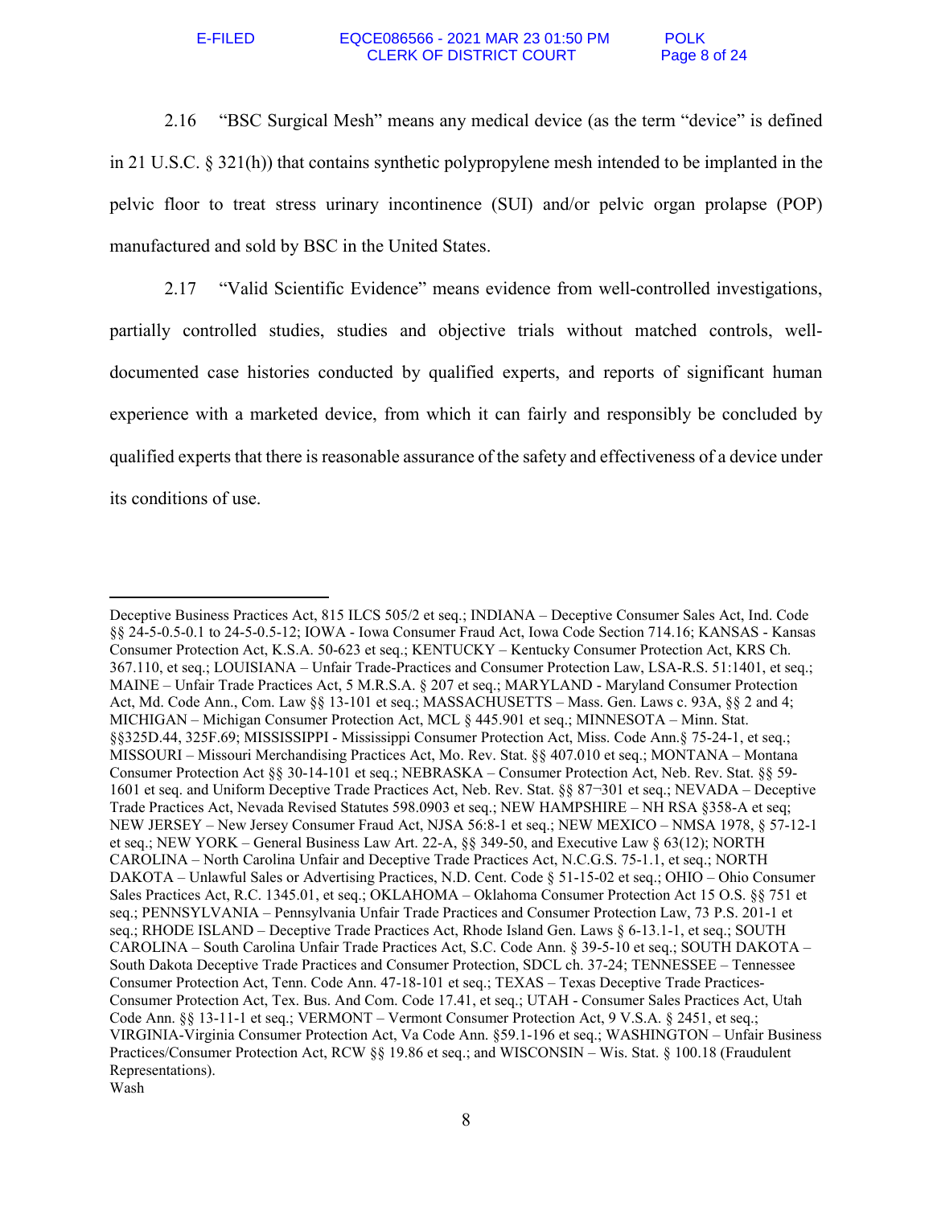2.16 "BSC Surgical Mesh" means any medical device (as the term "device" is defined in 21 U.S.C. § 321(h)) that contains synthetic polypropylene mesh intended to be implanted in the pelvic floor to treat stress urinary incontinence (SUI) and/or pelvic organ prolapse (POP) manufactured and sold by BSC in the United States.

2.17 "Valid Scientific Evidence" means evidence from well-controlled investigations, partially controlled studies, studies and objective trials without matched controls, well-documented case histories conducted by qualified experts, and reports of significant human experience with a marketed device, from which it can fairly and responsibly be concluded by qualified experts that there is reasonable assurance of the safety and effectiveness of a device under its conditions of use.

---

Deceptive Business Practices Act, 815 ILCS 505/2 et seq.; INDIANA – Deceptive Consumer Sales Act, Ind. Code §§ 24-5-0.5-0.1 to 24-5-0.5-12; IOWA - Iowa Consumer Fraud Act, Iowa Code Section 714.16; KANSAS - Kansas Consumer Protection Act, K.S.A. 50-623 et seq.; KENTUCKY – Kentucky Consumer Protection Act, KRS Ch. 367.110, et seq.; LOUISIANA – Unfair Trade-Practices and Consumer Protection Law, LSA-R.S. 51:1401, et seq.; MAINE – Unfair Trade Practices Act, 5 M.R.S.A. § 207 et seq.; MARYLAND - Maryland Consumer Protection Act, Md. Code Ann., Com. Law §§ 13-101 et seq.; MASSACHUSETTS – Mass. Gen. Laws c. 93A, §§ 2 and 4; MICHIGAN – Michigan Consumer Protection Act, MCL § 445.901 et seq.; MINNESOTA – Minn. Stat. §§325D.44, 325F.69; MISSISSIPPI - Mississippi Consumer Protection Act, Miss. Code Ann.§ 75-24-1, et seq.; MISSOURI – Missouri Merchandising Practices Act, Mo. Rev. Stat. §§ 407.010 et seq.; MONTANA – Montana Consumer Protection Act §§ 30-14-101 et seq.; NEBRASKA – Consumer Protection Act, Neb. Rev. Stat. §§ 59-1601 et seq. and Uniform Deceptive Trade Practices Act, Neb. Rev. Stat. §§ 87¬301 et seq.; NEVADA – Deceptive Trade Practices Act, Nevada Revised Statutes 598.0903 et seq.; NEW HAMPSHIRE – NH RSA §358-A et seq; NEW JERSEY – New Jersey Consumer Fraud Act, NJSA 56:8-1 et seq.; NEW MEXICO – NMSA 1978, § 57-12-1 et seq.; NEW YORK – General Business Law Art. 22-A, §§ 349-50, and Executive Law § 63(12); NORTH CAROLINA – North Carolina Unfair and Deceptive Trade Practices Act, N.C.G.S. 75-1.1, et seq.; NORTH DAKOTA – Unlawful Sales or Advertising Practices, N.D. Cent. Code § 51-15-02 et seq.; OHIO – Ohio Consumer Sales Practices Act, R.C. 1345.01, et seq.; OKLAHOMA – Oklahoma Consumer Protection Act 15 O.S. §§ 751 et seq.; PENNSYLVANIA – Pennsylvania Unfair Trade Practices and Consumer Protection Law, 73 P.S. 201-1 et seq.; RHODE ISLAND – Deceptive Trade Practices Act, Rhode Island Gen. Laws § 6-13.1-1, et seq.; SOUTH CAROLINA – South Carolina Unfair Trade Practices Act, S.C. Code Ann. § 39-5-10 et seq.; SOUTH DAKOTA – South Dakota Deceptive Trade Practices and Consumer Protection, SDCL ch. 37-24; TENNESSEE – Tennessee Consumer Protection Act, Tenn. Code Ann. 47-18-101 et seq.; TEXAS – Texas Deceptive Trade Practices-Consumer Protection Act, Tex. Bus. And Com. Code 17.41, et seq.; UTAH - Consumer Sales Practices Act, Utah Code Ann. §§ 13-11-1 et seq.; VERMONT – Vermont Consumer Protection Act, 9 V.S.A. § 2451, et seq.; VIRGINIA-Virginia Consumer Protection Act, Va Code Ann. §59.1-196 et seq.; WASHINGTON – Unfair Business Practices/Consumer Protection Act, RCW §§ 19.86 et seq.; and WISCONSIN – Wis. Stat. § 100.18 (Fraudulent Representations).
Wash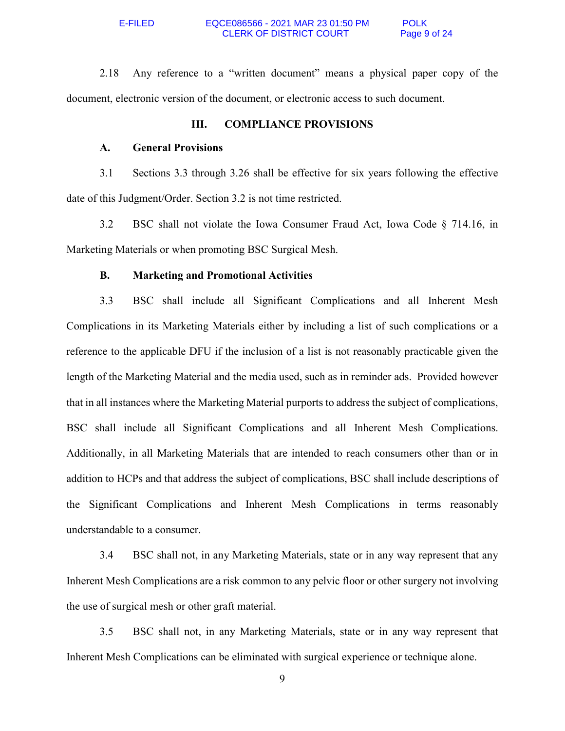2.18 Any reference to a "written document" means a physical paper copy of the document, electronic version of the document, or electronic access to such document.

## III. COMPLIANCE PROVISIONS

### A. General Provisions

3.1 Sections 3.3 through 3.26 shall be effective for six years following the effective date of this Judgment/Order. Section 3.2 is not time restricted.

3.2 BSC shall not violate the Iowa Consumer Fraud Act, Iowa Code § 714.16, in Marketing Materials or when promoting BSC Surgical Mesh.

### B. Marketing and Promotional Activities

3.3 BSC shall include all Significant Complications and all Inherent Mesh Complications in its Marketing Materials either by including a list of such complications or a reference to the applicable DFU if the inclusion of a list is not reasonably practicable given the length of the Marketing Material and the media used, such as in reminder ads. Provided however that in all instances where the Marketing Material purports to address the subject of complications, BSC shall include all Significant Complications and all Inherent Mesh Complications. Additionally, in all Marketing Materials that are intended to reach consumers other than or in addition to HCPs and that address the subject of complications, BSC shall include descriptions of the Significant Complications and Inherent Mesh Complications in terms reasonably understandable to a consumer.

3.4 BSC shall not, in any Marketing Materials, state or in any way represent that any Inherent Mesh Complications are a risk common to any pelvic floor or other surgery not involving the use of surgical mesh or other graft material.

3.5 BSC shall not, in any Marketing Materials, state or in any way represent that Inherent Mesh Complications can be eliminated with surgical experience or technique alone.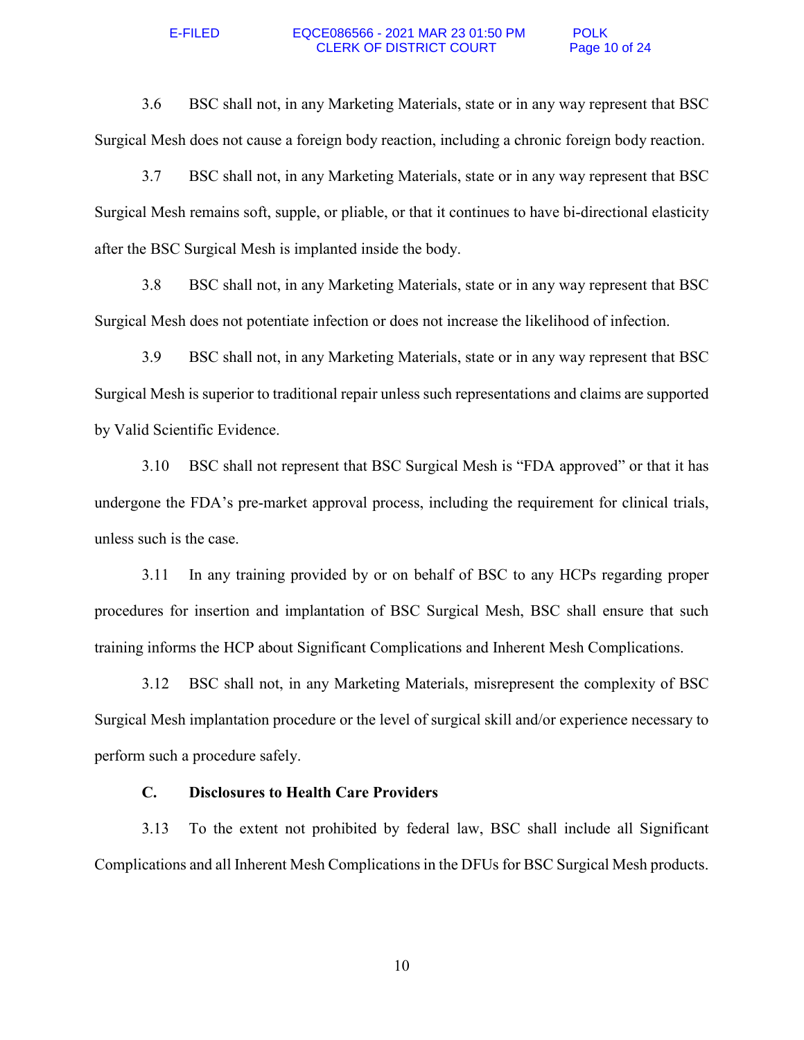3.6 BSC shall not, in any Marketing Materials, state or in any way represent that BSC Surgical Mesh does not cause a foreign body reaction, including a chronic foreign body reaction.

3.7 BSC shall not, in any Marketing Materials, state or in any way represent that BSC Surgical Mesh remains soft, supple, or pliable, or that it continues to have bi-directional elasticity after the BSC Surgical Mesh is implanted inside the body.

3.8 BSC shall not, in any Marketing Materials, state or in any way represent that BSC Surgical Mesh does not potentiate infection or does not increase the likelihood of infection.

3.9 BSC shall not, in any Marketing Materials, state or in any way represent that BSC Surgical Mesh is superior to traditional repair unless such representations and claims are supported by Valid Scientific Evidence.

3.10 BSC shall not represent that BSC Surgical Mesh is "FDA approved" or that it has undergone the FDA's pre-market approval process, including the requirement for clinical trials, unless such is the case.

3.11 In any training provided by or on behalf of BSC to any HCPs regarding proper procedures for insertion and implantation of BSC Surgical Mesh, BSC shall ensure that such training informs the HCP about Significant Complications and Inherent Mesh Complications.

3.12 BSC shall not, in any Marketing Materials, misrepresent the complexity of BSC Surgical Mesh implantation procedure or the level of surgical skill and/or experience necessary to perform such a procedure safely.

### C. Disclosures to Health Care Providers

3.13 To the extent not prohibited by federal law, BSC shall include all Significant Complications and all Inherent Mesh Complications in the DFUs for BSC Surgical Mesh products.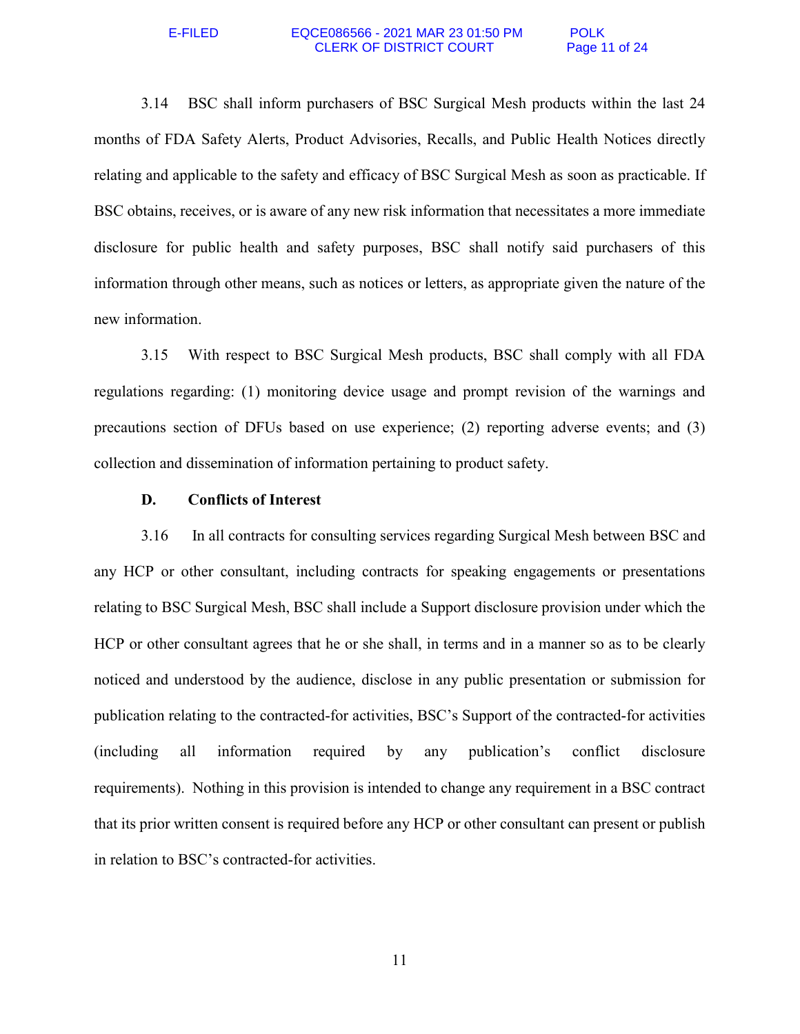3.14 BSC shall inform purchasers of BSC Surgical Mesh products within the last 24 months of FDA Safety Alerts, Product Advisories, Recalls, and Public Health Notices directly relating and applicable to the safety and efficacy of BSC Surgical Mesh as soon as practicable. If BSC obtains, receives, or is aware of any new risk information that necessitates a more immediate disclosure for public health and safety purposes, BSC shall notify said purchasers of this information through other means, such as notices or letters, as appropriate given the nature of the new information.

3.15 With respect to BSC Surgical Mesh products, BSC shall comply with all FDA regulations regarding: (1) monitoring device usage and prompt revision of the warnings and precautions section of DFUs based on use experience; (2) reporting adverse events; and (3) collection and dissemination of information pertaining to product safety.

**D. Conflicts of Interest**

3.16 In all contracts for consulting services regarding Surgical Mesh between BSC and any HCP or other consultant, including contracts for speaking engagements or presentations relating to BSC Surgical Mesh, BSC shall include a Support disclosure provision under which the HCP or other consultant agrees that he or she shall, in terms and in a manner so as to be clearly noticed and understood by the audience, disclose in any public presentation or submission for publication relating to the contracted-for activities, BSC's Support of the contracted-for activities (including all information required by any publication's conflict disclosure requirements). Nothing in this provision is intended to change any requirement in a BSC contract that its prior written consent is required before any HCP or other consultant can present or publish in relation to BSC's contracted-for activities.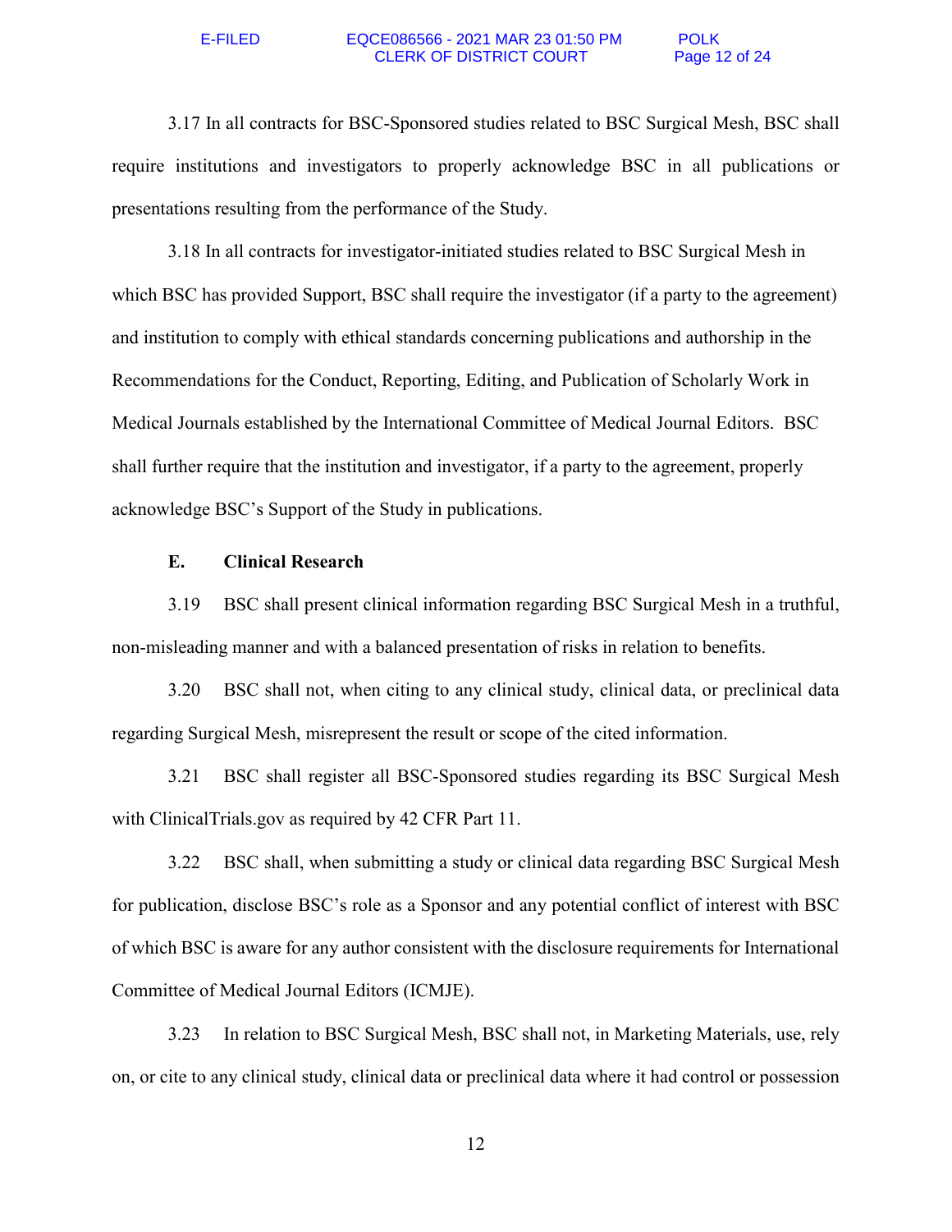3.17 In all contracts for BSC-Sponsored studies related to BSC Surgical Mesh, BSC shall require institutions and investigators to properly acknowledge BSC in all publications or presentations resulting from the performance of the Study.

3.18 In all contracts for investigator-initiated studies related to BSC Surgical Mesh in which BSC has provided Support, BSC shall require the investigator (if a party to the agreement) and institution to comply with ethical standards concerning publications and authorship in the Recommendations for the Conduct, Reporting, Editing, and Publication of Scholarly Work in Medical Journals established by the International Committee of Medical Journal Editors. BSC shall further require that the institution and investigator, if a party to the agreement, properly acknowledge BSC's Support of the Study in publications.

**E. Clinical Research**

3.19 BSC shall present clinical information regarding BSC Surgical Mesh in a truthful, non-misleading manner and with a balanced presentation of risks in relation to benefits.

3.20 BSC shall not, when citing to any clinical study, clinical data, or preclinical data regarding Surgical Mesh, misrepresent the result or scope of the cited information.

3.21 BSC shall register all BSC-Sponsored studies regarding its BSC Surgical Mesh with ClinicalTrials.gov as required by 42 CFR Part 11.

3.22 BSC shall, when submitting a study or clinical data regarding BSC Surgical Mesh for publication, disclose BSC's role as a Sponsor and any potential conflict of interest with BSC of which BSC is aware for any author consistent with the disclosure requirements for International Committee of Medical Journal Editors (ICMJE).

3.23 In relation to BSC Surgical Mesh, BSC shall not, in Marketing Materials, use, rely on, or cite to any clinical study, clinical data or preclinical data where it had control or possession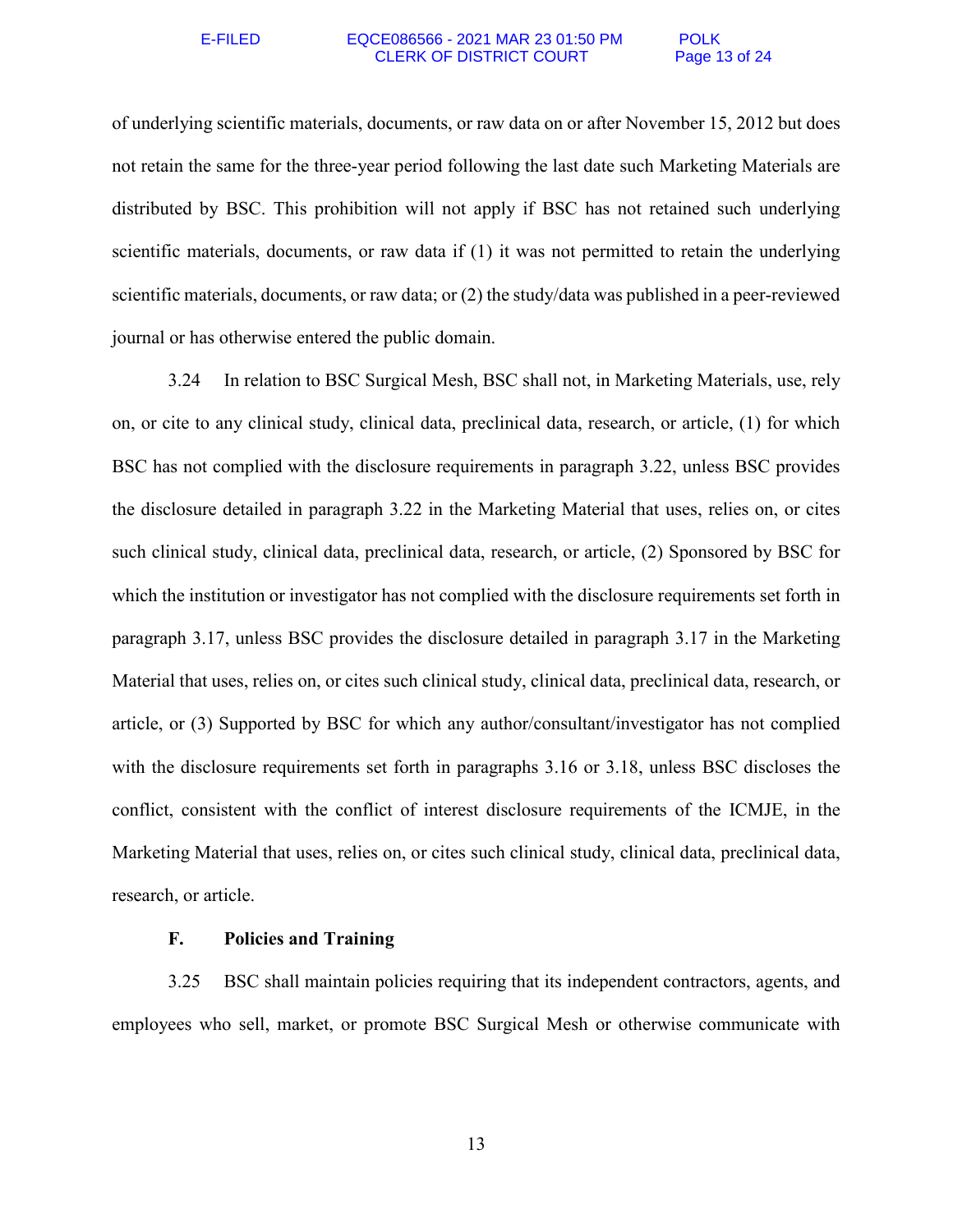of underlying scientific materials, documents, or raw data on or after November 15, 2012 but does not retain the same for the three-year period following the last date such Marketing Materials are distributed by BSC. This prohibition will not apply if BSC has not retained such underlying scientific materials, documents, or raw data if (1) it was not permitted to retain the underlying scientific materials, documents, or raw data; or (2) the study/data was published in a peer-reviewed journal or has otherwise entered the public domain.

3.24 In relation to BSC Surgical Mesh, BSC shall not, in Marketing Materials, use, rely on, or cite to any clinical study, clinical data, preclinical data, research, or article, (1) for which BSC has not complied with the disclosure requirements in paragraph 3.22, unless BSC provides the disclosure detailed in paragraph 3.22 in the Marketing Material that uses, relies on, or cites such clinical study, clinical data, preclinical data, research, or article, (2) Sponsored by BSC for which the institution or investigator has not complied with the disclosure requirements set forth in paragraph 3.17, unless BSC provides the disclosure detailed in paragraph 3.17 in the Marketing Material that uses, relies on, or cites such clinical study, clinical data, preclinical data, research, or article, or (3) Supported by BSC for which any author/consultant/investigator has not complied with the disclosure requirements set forth in paragraphs 3.16 or 3.18, unless BSC discloses the conflict, consistent with the conflict of interest disclosure requirements of the ICMJE, in the Marketing Material that uses, relies on, or cites such clinical study, clinical data, preclinical data, research, or article.

### F. Policies and Training

3.25 BSC shall maintain policies requiring that its independent contractors, agents, and employees who sell, market, or promote BSC Surgical Mesh or otherwise communicate with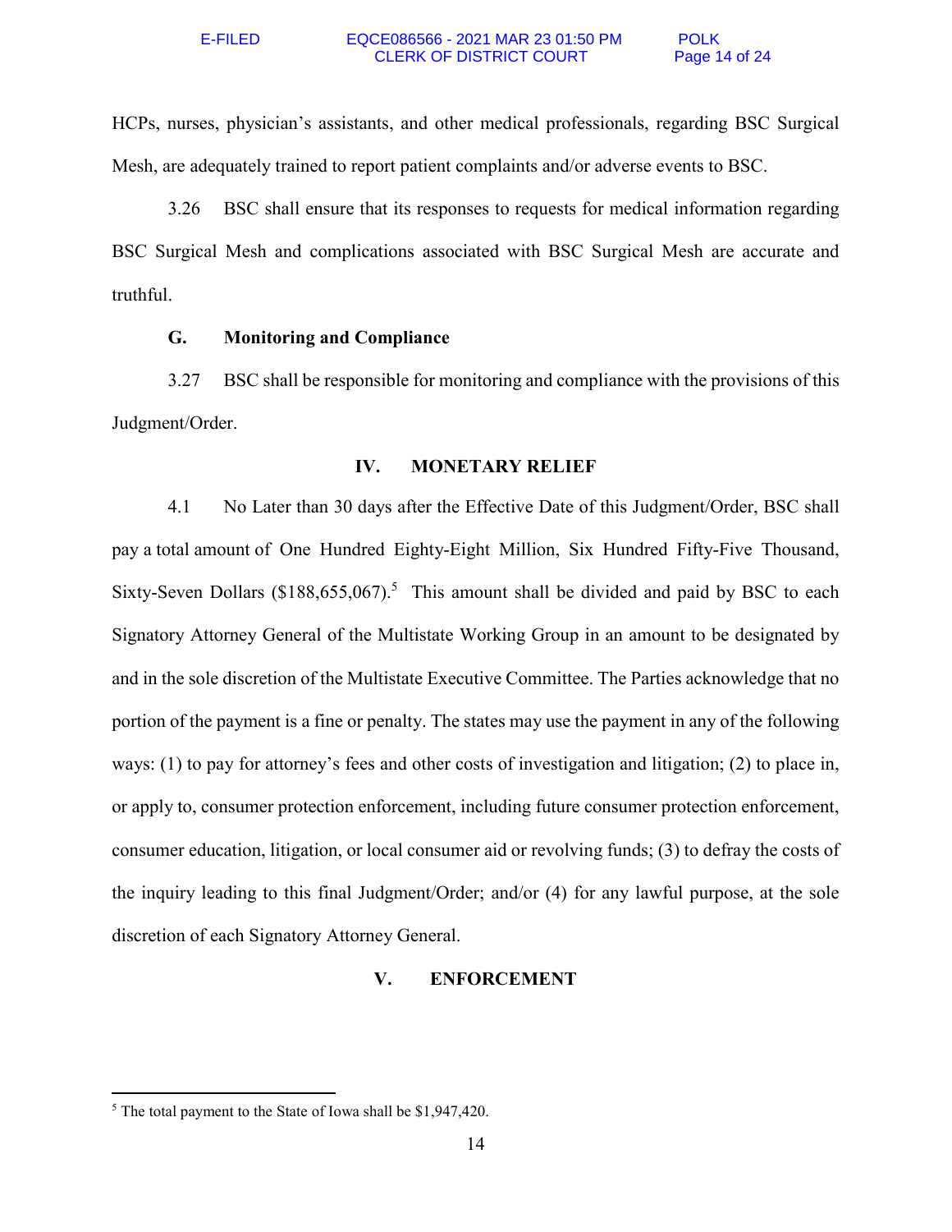HCPs, nurses, physician's assistants, and other medical professionals, regarding BSC Surgical Mesh, are adequately trained to report patient complaints and/or adverse events to BSC.

3.26 BSC shall ensure that its responses to requests for medical information regarding BSC Surgical Mesh and complications associated with BSC Surgical Mesh are accurate and truthful.

### G. Monitoring and Compliance

3.27 BSC shall be responsible for monitoring and compliance with the provisions of this Judgment/Order.

## IV. MONETARY RELIEF

4.1 No Later than 30 days after the Effective Date of this Judgment/Order, BSC shall pay a total amount of One Hundred Eighty-Eight Million, Six Hundred Fifty-Five Thousand, Sixty-Seven Dollars ($188,655,067).[5] This amount shall be divided and paid by BSC to each Signatory Attorney General of the Multistate Working Group in an amount to be designated by and in the sole discretion of the Multistate Executive Committee. The Parties acknowledge that no portion of the payment is a fine or penalty. The states may use the payment in any of the following ways: (1) to pay for attorney's fees and other costs of investigation and litigation; (2) to place in, or apply to, consumer protection enforcement, including future consumer protection enforcement, consumer education, litigation, or local consumer aid or revolving funds; (3) to defray the costs of the inquiry leading to this final Judgment/Order; and/or (4) for any lawful purpose, at the sole discretion of each Signatory Attorney General.

## V. ENFORCEMENT

[5] The total payment to the State of Iowa shall be $1,947,420.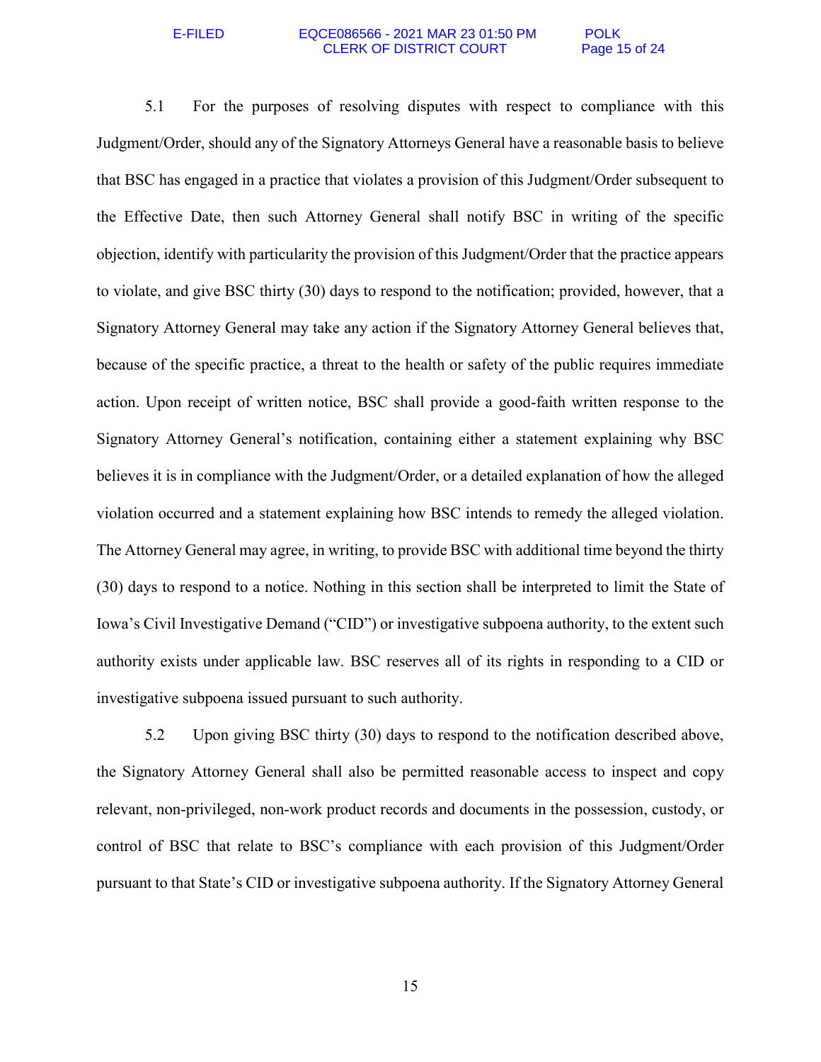5.1 For the purposes of resolving disputes with respect to compliance with this Judgment/Order, should any of the Signatory Attorneys General have a reasonable basis to believe that BSC has engaged in a practice that violates a provision of this Judgment/Order subsequent to the Effective Date, then such Attorney General shall notify BSC in writing of the specific objection, identify with particularity the provision of this Judgment/Order that the practice appears to violate, and give BSC thirty (30) days to respond to the notification; provided, however, that a Signatory Attorney General may take any action if the Signatory Attorney General believes that, because of the specific practice, a threat to the health or safety of the public requires immediate action. Upon receipt of written notice, BSC shall provide a good-faith written response to the Signatory Attorney General's notification, containing either a statement explaining why BSC believes it is in compliance with the Judgment/Order, or a detailed explanation of how the alleged violation occurred and a statement explaining how BSC intends to remedy the alleged violation. The Attorney General may agree, in writing, to provide BSC with additional time beyond the thirty (30) days to respond to a notice. Nothing in this section shall be interpreted to limit the State of Iowa's Civil Investigative Demand ("CID") or investigative subpoena authority, to the extent such authority exists under applicable law. BSC reserves all of its rights in responding to a CID or investigative subpoena issued pursuant to such authority.

5.2 Upon giving BSC thirty (30) days to respond to the notification described above, the Signatory Attorney General shall also be permitted reasonable access to inspect and copy relevant, non-privileged, non-work product records and documents in the possession, custody, or control of BSC that relate to BSC's compliance with each provision of this Judgment/Order pursuant to that State's CID or investigative subpoena authority. If the Signatory Attorney General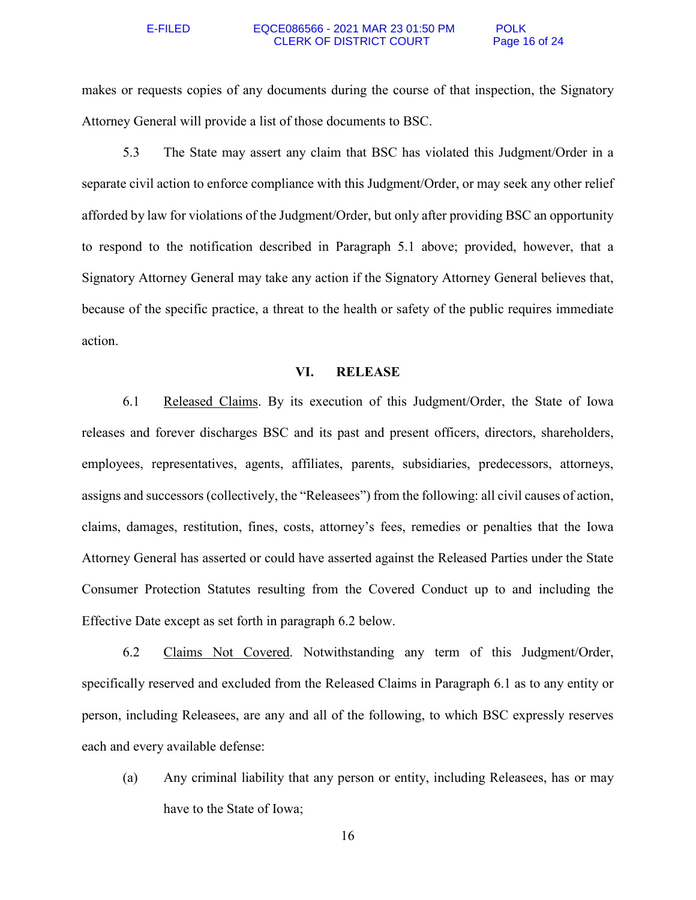makes or requests copies of any documents during the course of that inspection, the Signatory Attorney General will provide a list of those documents to BSC.

5.3 The State may assert any claim that BSC has violated this Judgment/Order in a separate civil action to enforce compliance with this Judgment/Order, or may seek any other relief afforded by law for violations of the Judgment/Order, but only after providing BSC an opportunity to respond to the notification described in Paragraph 5.1 above; provided, however, that a Signatory Attorney General may take any action if the Signatory Attorney General believes that, because of the specific practice, a threat to the health or safety of the public requires immediate action.

## VI. RELEASE

6.1 Released Claims. By its execution of this Judgment/Order, the State of Iowa releases and forever discharges BSC and its past and present officers, directors, shareholders, employees, representatives, agents, affiliates, parents, subsidiaries, predecessors, attorneys, assigns and successors (collectively, the "Releasees") from the following: all civil causes of action, claims, damages, restitution, fines, costs, attorney's fees, remedies or penalties that the Iowa Attorney General has asserted or could have asserted against the Released Parties under the State Consumer Protection Statutes resulting from the Covered Conduct up to and including the Effective Date except as set forth in paragraph 6.2 below.

6.2 Claims Not Covered. Notwithstanding any term of this Judgment/Order, specifically reserved and excluded from the Released Claims in Paragraph 6.1 as to any entity or person, including Releasees, are any and all of the following, to which BSC expressly reserves each and every available defense:

(a) Any criminal liability that any person or entity, including Releasees, has or may have to the State of Iowa;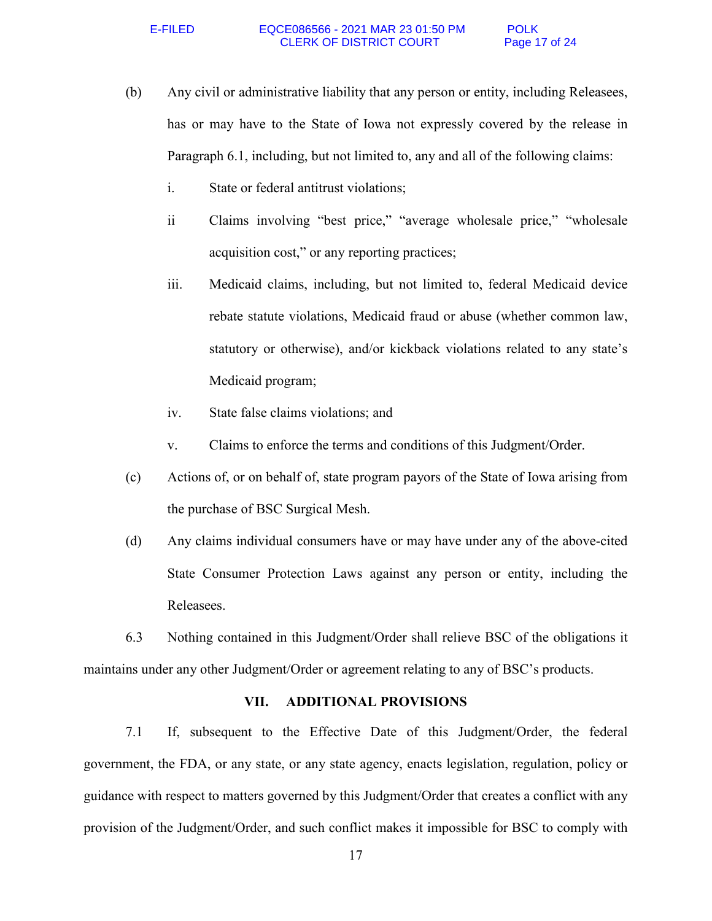(b) Any civil or administrative liability that any person or entity, including Releasees, has or may have to the State of Iowa not expressly covered by the release in Paragraph 6.1, including, but not limited to, any and all of the following claims:

i. State or federal antitrust violations;

ii Claims involving "best price," "average wholesale price," "wholesale acquisition cost," or any reporting practices;

iii. Medicaid claims, including, but not limited to, federal Medicaid device rebate statute violations, Medicaid fraud or abuse (whether common law, statutory or otherwise), and/or kickback violations related to any state's Medicaid program;

iv. State false claims violations; and

v. Claims to enforce the terms and conditions of this Judgment/Order.

(c) Actions of, or on behalf of, state program payors of the State of Iowa arising from the purchase of BSC Surgical Mesh.

(d) Any claims individual consumers have or may have under any of the above-cited State Consumer Protection Laws against any person or entity, including the Releasees.

6.3 Nothing contained in this Judgment/Order shall relieve BSC of the obligations it maintains under any other Judgment/Order or agreement relating to any of BSC's products.

## VII. ADDITIONAL PROVISIONS

7.1 If, subsequent to the Effective Date of this Judgment/Order, the federal government, the FDA, or any state, or any state agency, enacts legislation, regulation, policy or guidance with respect to matters governed by this Judgment/Order that creates a conflict with any provision of the Judgment/Order, and such conflict makes it impossible for BSC to comply with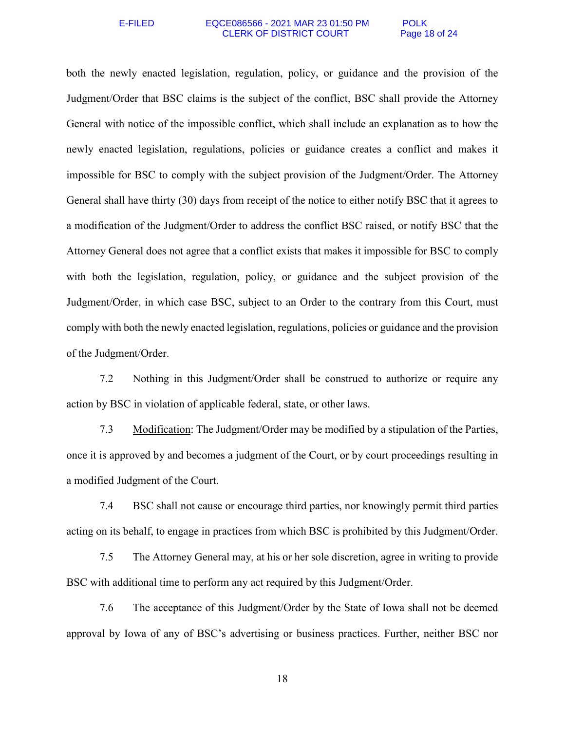both the newly enacted legislation, regulation, policy, or guidance and the provision of the Judgment/Order that BSC claims is the subject of the conflict, BSC shall provide the Attorney General with notice of the impossible conflict, which shall include an explanation as to how the newly enacted legislation, regulations, policies or guidance creates a conflict and makes it impossible for BSC to comply with the subject provision of the Judgment/Order. The Attorney General shall have thirty (30) days from receipt of the notice to either notify BSC that it agrees to a modification of the Judgment/Order to address the conflict BSC raised, or notify BSC that the Attorney General does not agree that a conflict exists that makes it impossible for BSC to comply with both the legislation, regulation, policy, or guidance and the subject provision of the Judgment/Order, in which case BSC, subject to an Order to the contrary from this Court, must comply with both the newly enacted legislation, regulations, policies or guidance and the provision of the Judgment/Order.

7.2 Nothing in this Judgment/Order shall be construed to authorize or require any action by BSC in violation of applicable federal, state, or other laws.

7.3 Modification: The Judgment/Order may be modified by a stipulation of the Parties, once it is approved by and becomes a judgment of the Court, or by court proceedings resulting in a modified Judgment of the Court.

7.4 BSC shall not cause or encourage third parties, nor knowingly permit third parties acting on its behalf, to engage in practices from which BSC is prohibited by this Judgment/Order.

7.5 The Attorney General may, at his or her sole discretion, agree in writing to provide BSC with additional time to perform any act required by this Judgment/Order.

7.6 The acceptance of this Judgment/Order by the State of Iowa shall not be deemed approval by Iowa of any of BSC's advertising or business practices. Further, neither BSC nor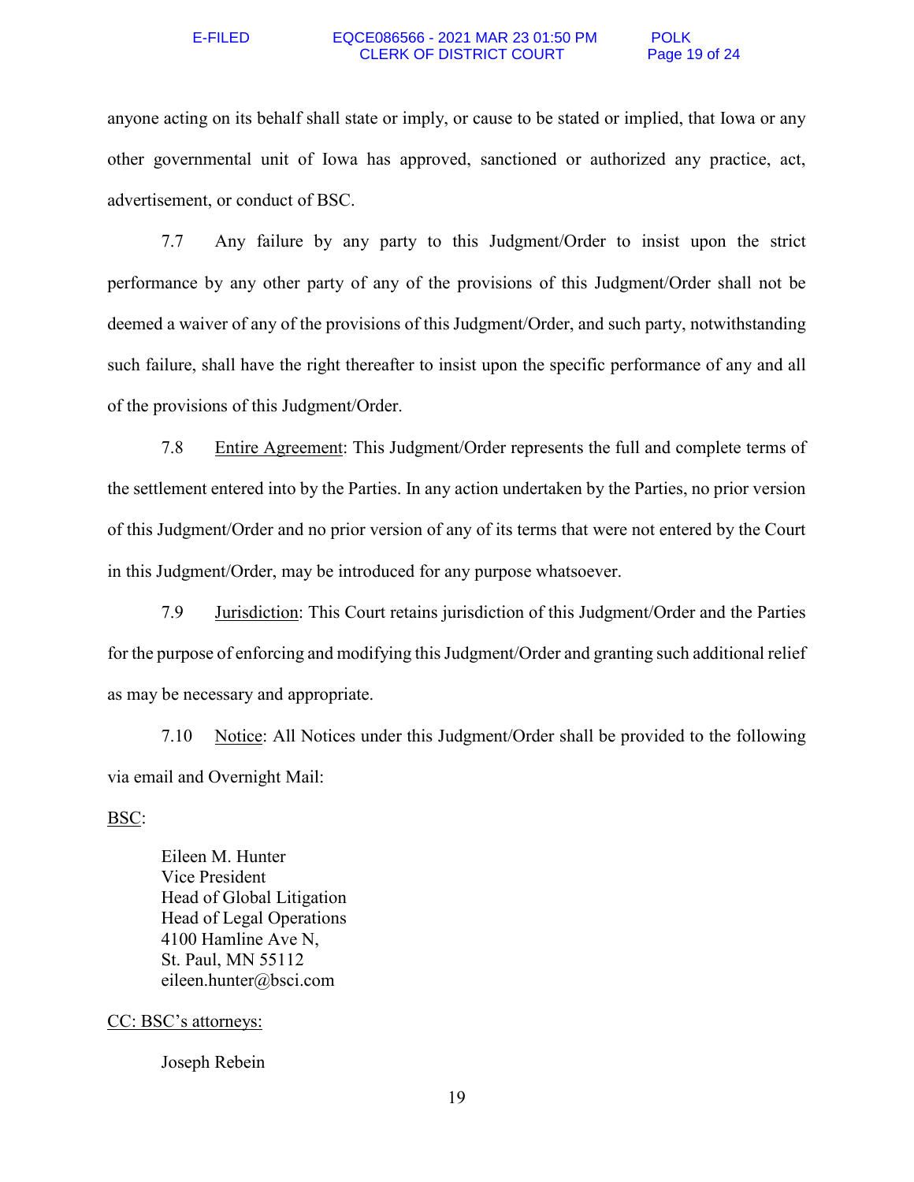anyone acting on its behalf shall state or imply, or cause to be stated or implied, that Iowa or any other governmental unit of Iowa has approved, sanctioned or authorized any practice, act, advertisement, or conduct of BSC.

7.7 Any failure by any party to this Judgment/Order to insist upon the strict performance by any other party of any of the provisions of this Judgment/Order shall not be deemed a waiver of any of the provisions of this Judgment/Order, and such party, notwithstanding such failure, shall have the right thereafter to insist upon the specific performance of any and all of the provisions of this Judgment/Order.

7.8 Entire Agreement: This Judgment/Order represents the full and complete terms of the settlement entered into by the Parties. In any action undertaken by the Parties, no prior version of this Judgment/Order and no prior version of any of its terms that were not entered by the Court in this Judgment/Order, may be introduced for any purpose whatsoever.

7.9 Jurisdiction: This Court retains jurisdiction of this Judgment/Order and the Parties for the purpose of enforcing and modifying this Judgment/Order and granting such additional relief as may be necessary and appropriate.

7.10 Notice: All Notices under this Judgment/Order shall be provided to the following via email and Overnight Mail:

BSC:

Eileen M. Hunter
Vice President
Head of Global Litigation
Head of Legal Operations
4100 Hamline Ave N,
St. Paul, MN 55112
eileen.hunter@bsci.com

CC: BSC's attorneys:

Joseph Rebein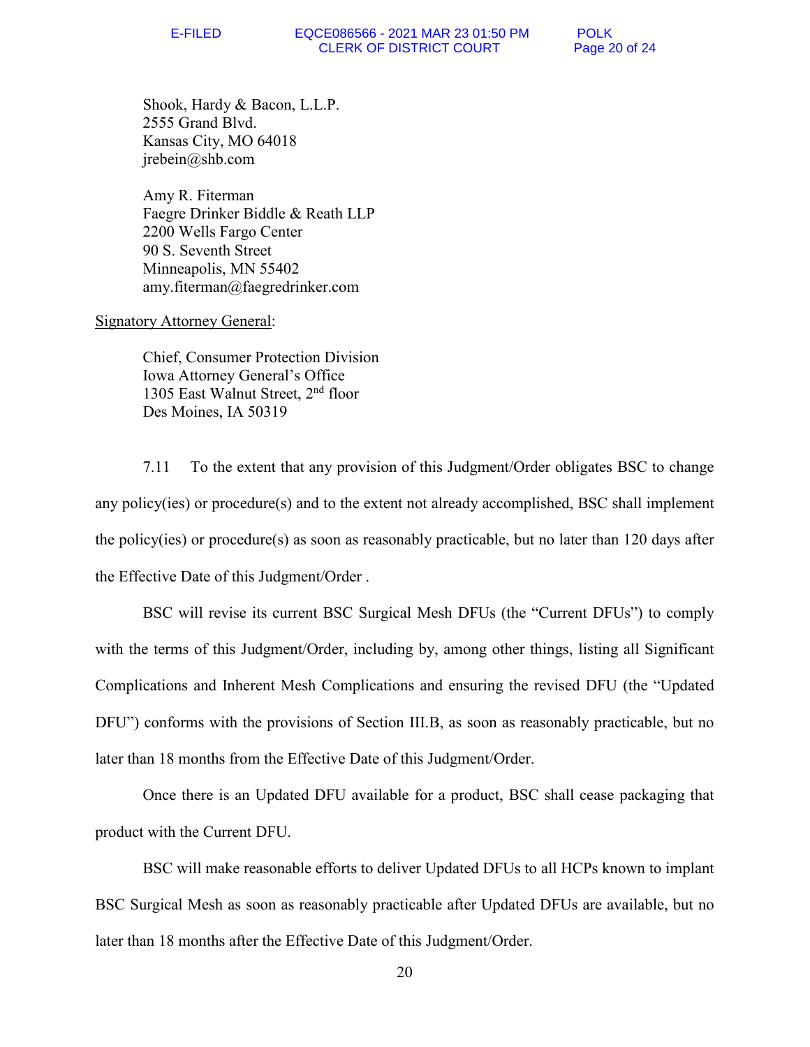Shook, Hardy & Bacon, L.L.P.
2555 Grand Blvd.
Kansas City, MO 64018
jrebein@shb.com

Amy R. Fiterman
Faegre Drinker Biddle & Reath LLP
2200 Wells Fargo Center
90 S. Seventh Street
Minneapolis, MN 55402
amy.fiterman@faegredrinker.com

Signatory Attorney General:

Chief, Consumer Protection Division
Iowa Attorney General's Office
1305 East Walnut Street, 2nd floor
Des Moines, IA 50319

7.11 To the extent that any provision of this Judgment/Order obligates BSC to change any policy(ies) or procedure(s) and to the extent not already accomplished, BSC shall implement the policy(ies) or procedure(s) as soon as reasonably practicable, but no later than 120 days after the Effective Date of this Judgment/Order .

BSC will revise its current BSC Surgical Mesh DFUs (the "Current DFUs") to comply with the terms of this Judgment/Order, including by, among other things, listing all Significant Complications and Inherent Mesh Complications and ensuring the revised DFU (the "Updated DFU") conforms with the provisions of Section III.B, as soon as reasonably practicable, but no later than 18 months from the Effective Date of this Judgment/Order.

Once there is an Updated DFU available for a product, BSC shall cease packaging that product with the Current DFU.

BSC will make reasonable efforts to deliver Updated DFUs to all HCPs known to implant BSC Surgical Mesh as soon as reasonably practicable after Updated DFUs are available, but no later than 18 months after the Effective Date of this Judgment/Order.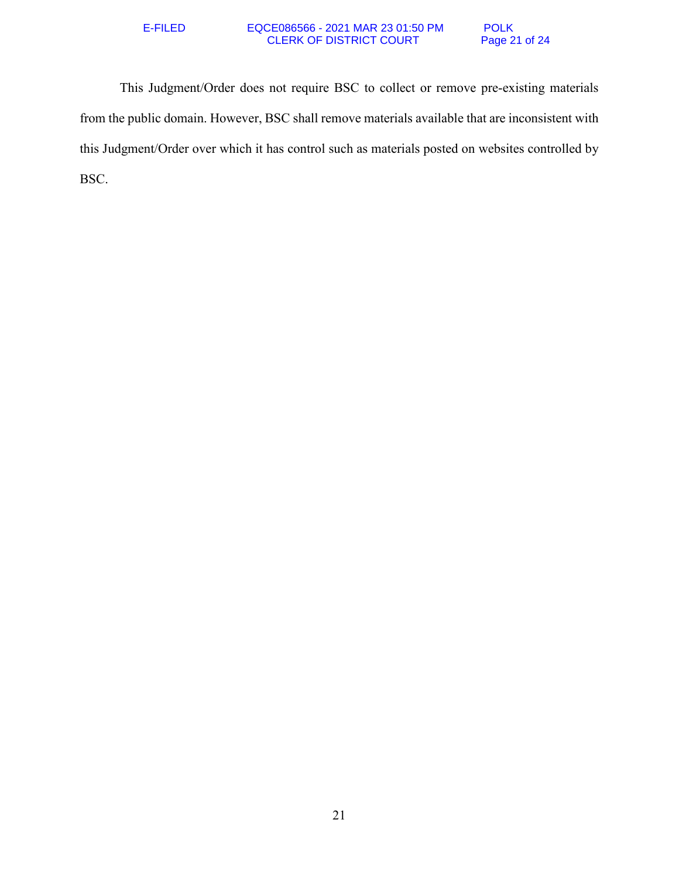This Judgment/Order does not require BSC to collect or remove pre-existing materials from the public domain. However, BSC shall remove materials available that are inconsistent with this Judgment/Order over which it has control such as materials posted on websites controlled by BSC.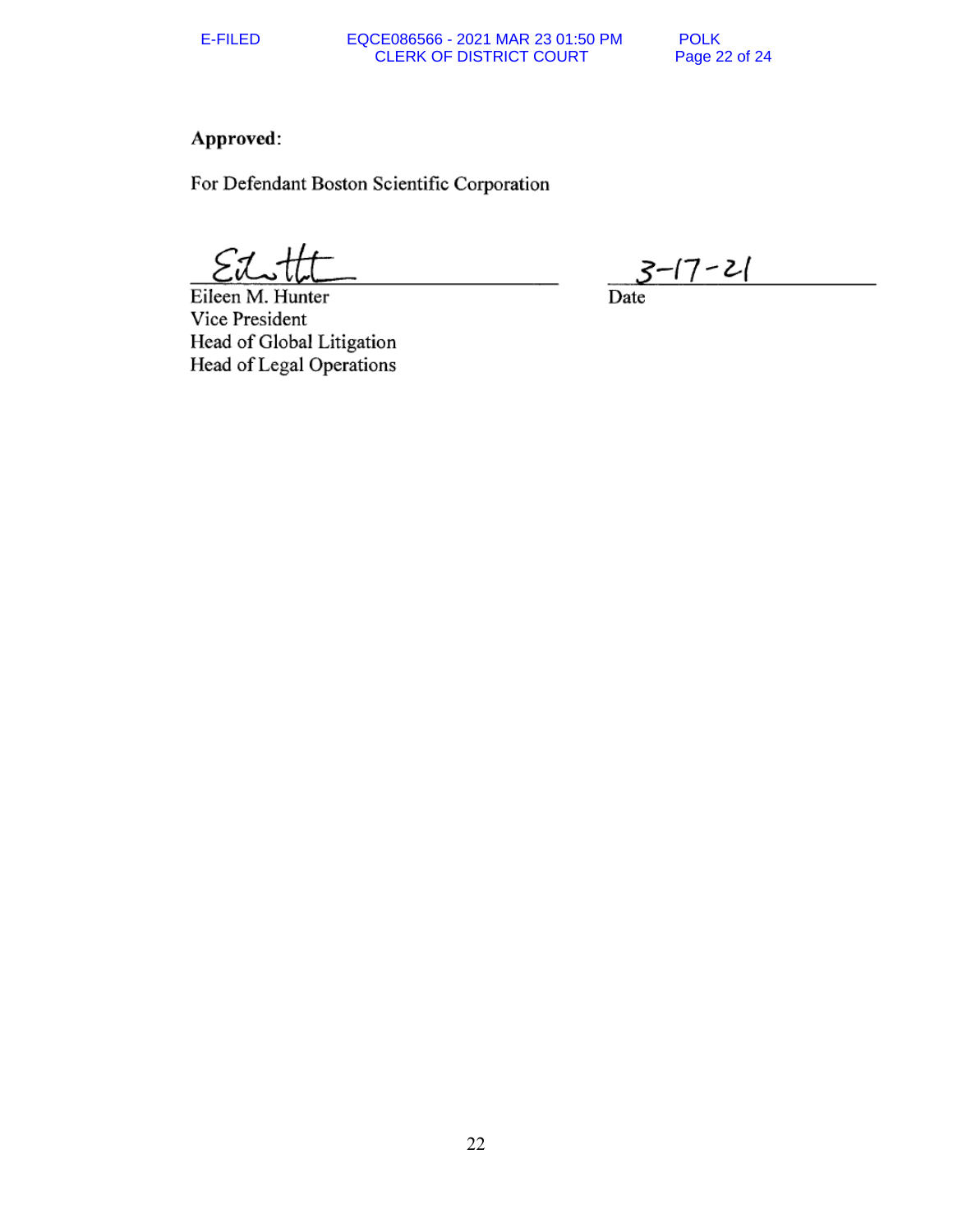**Approved**:

For Defendant Boston Scientific Corporation

Eileen M. Hunter
Vice President
Head of Global Litigation
Head of Legal Operations

3-17-21
Date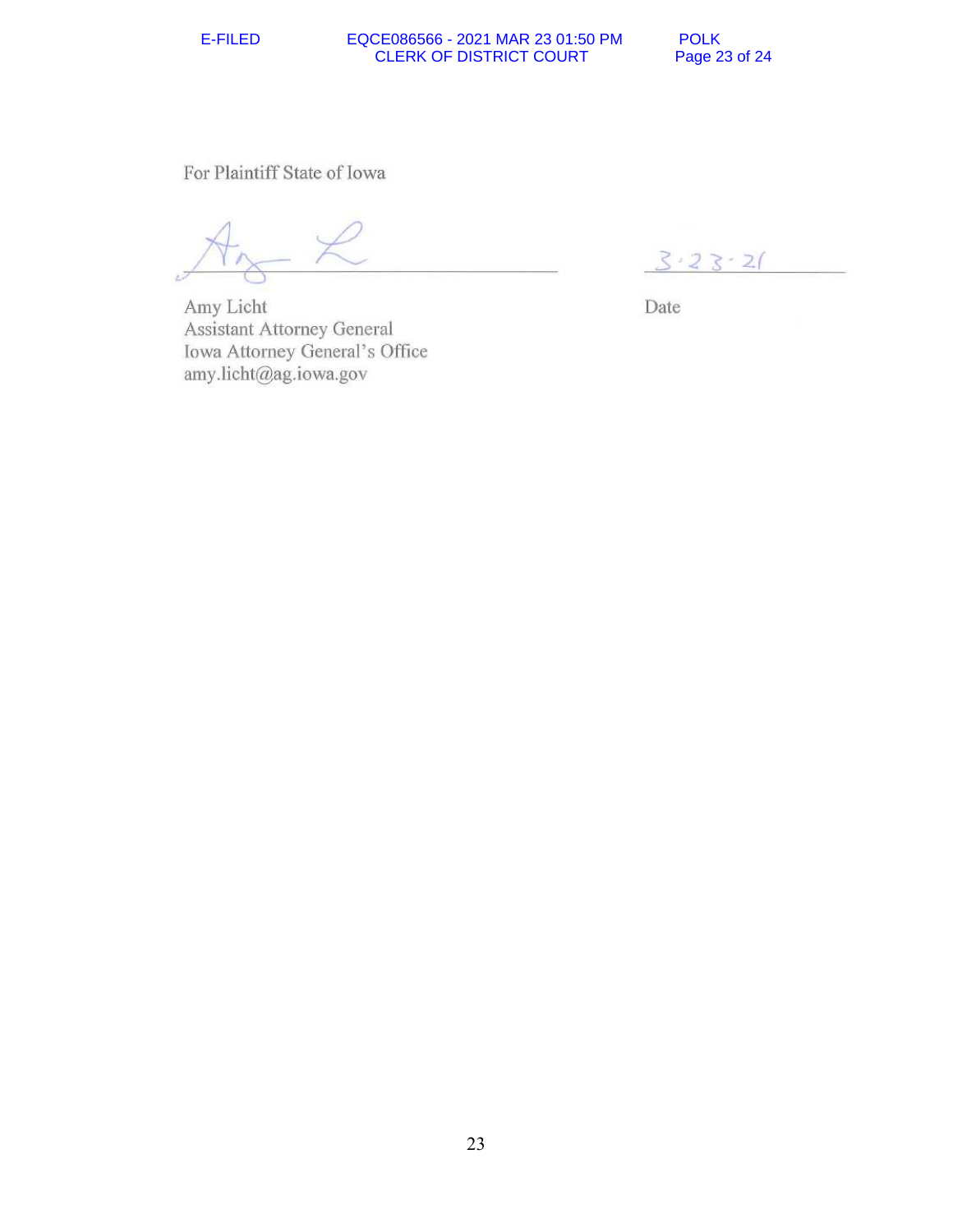For Plaintiff State of Iowa

______________________________ 3·23·21
Amy Licht Date
Assistant Attorney General
Iowa Attorney General's Office
amy.licht@ag.iowa.gov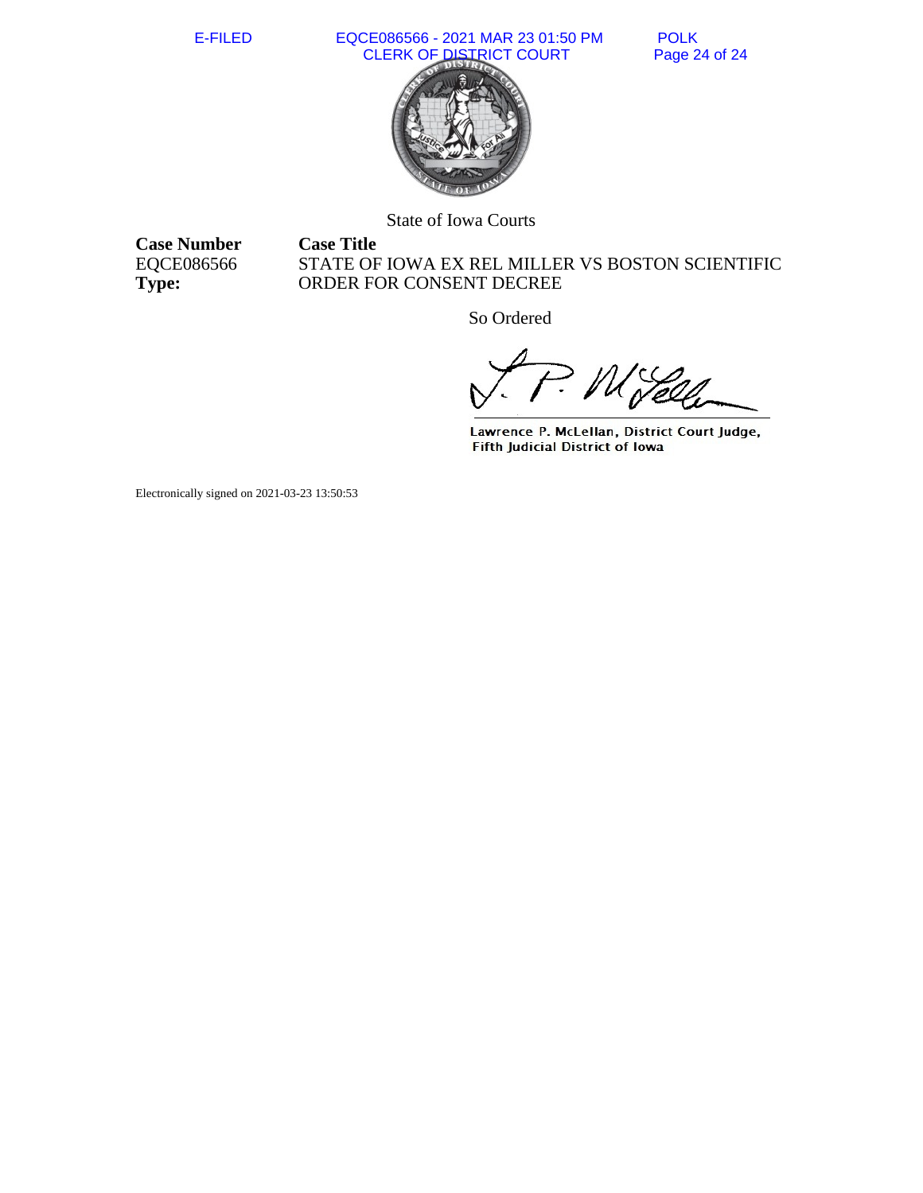State of Iowa Courts

| | |
|---|---|
| **Case Number** | **Case Title** |
| EQCE086566 | STATE OF IOWA EX REL MILLER VS BOSTON SCIENTIFIC |
| **Type:** | ORDER FOR CONSENT DECREE |

So Ordered

Lawrence P. McLellan, District Court Judge,
Fifth Judicial District of Iowa

Electronically signed on 2021-03-23 13:50:53